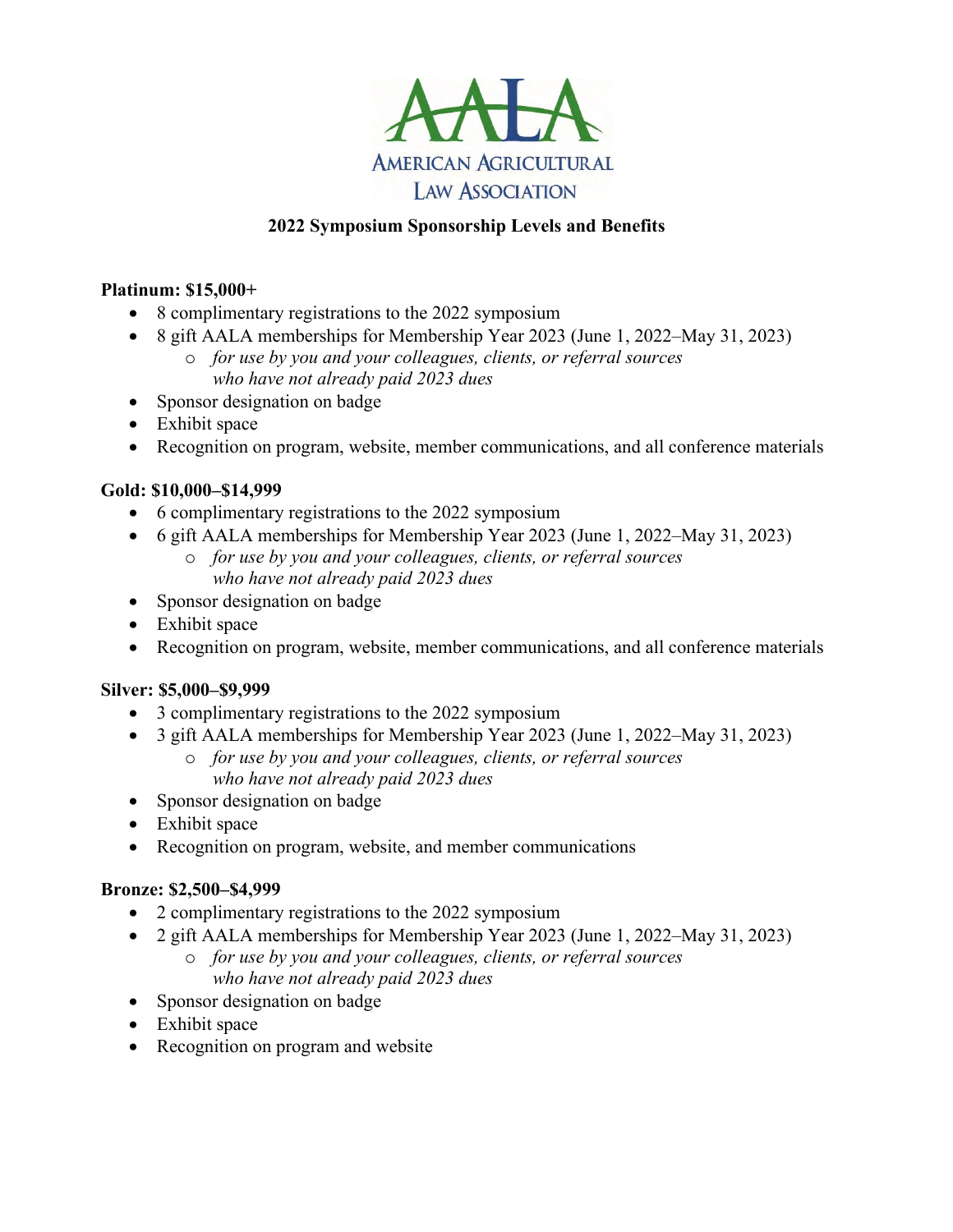AALA

AMERICAN AGRICULTURAL LAW ASSOCIATION

## 2022 Symposium Sponsorship Levels and Benefits

**Platinum: $15,000+**

- 8 complimentary registrations to the 2022 symposium
- 8 gift AALA memberships for Membership Year 2023 (June 1, 2022–May 31, 2023)
  - *for use by you and your colleagues, clients, or referral sources who have not already paid 2023 dues*
- Sponsor designation on badge
- Exhibit space
- Recognition on program, website, member communications, and all conference materials

**Gold: $10,000–$14,999**

- 6 complimentary registrations to the 2022 symposium
- 6 gift AALA memberships for Membership Year 2023 (June 1, 2022–May 31, 2023)
  - *for use by you and your colleagues, clients, or referral sources who have not already paid 2023 dues*
- Sponsor designation on badge
- Exhibit space
- Recognition on program, website, member communications, and all conference materials

**Silver: $5,000–$9,999**

- 3 complimentary registrations to the 2022 symposium
- 3 gift AALA memberships for Membership Year 2023 (June 1, 2022–May 31, 2023)
  - *for use by you and your colleagues, clients, or referral sources who have not already paid 2023 dues*
- Sponsor designation on badge
- Exhibit space
- Recognition on program, website, and member communications

**Bronze: $2,500–$4,999**

- 2 complimentary registrations to the 2022 symposium
- 2 gift AALA memberships for Membership Year 2023 (June 1, 2022–May 31, 2023)
  - *for use by you and your colleagues, clients, or referral sources who have not already paid 2023 dues*
- Sponsor designation on badge
- Exhibit space
- Recognition on program and website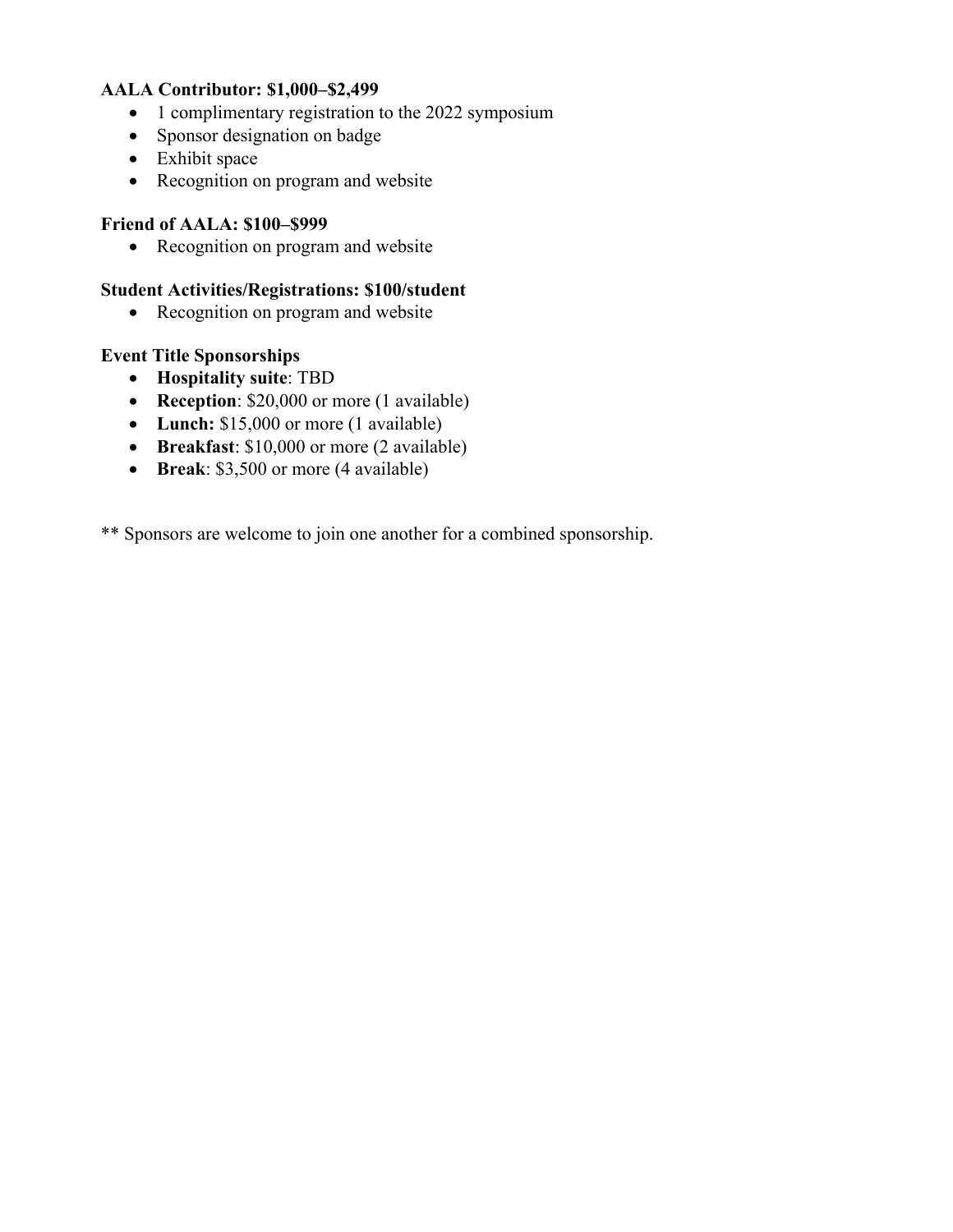**AALA Contributor: $1,000–$2,499**

- 1 complimentary registration to the 2022 symposium
- Sponsor designation on badge
- Exhibit space
- Recognition on program and website

**Friend of AALA: $100–$999**

- Recognition on program and website

**Student Activities/Registrations: $100/student**

- Recognition on program and website

**Event Title Sponsorships**

- **Hospitality suite**: TBD
- **Reception**: $20,000 or more (1 available)
- **Lunch:** $15,000 or more (1 available)
- **Breakfast**: $10,000 or more (2 available)
- **Break**: $3,500 or more (4 available)

** Sponsors are welcome to join one another for a combined sponsorship.